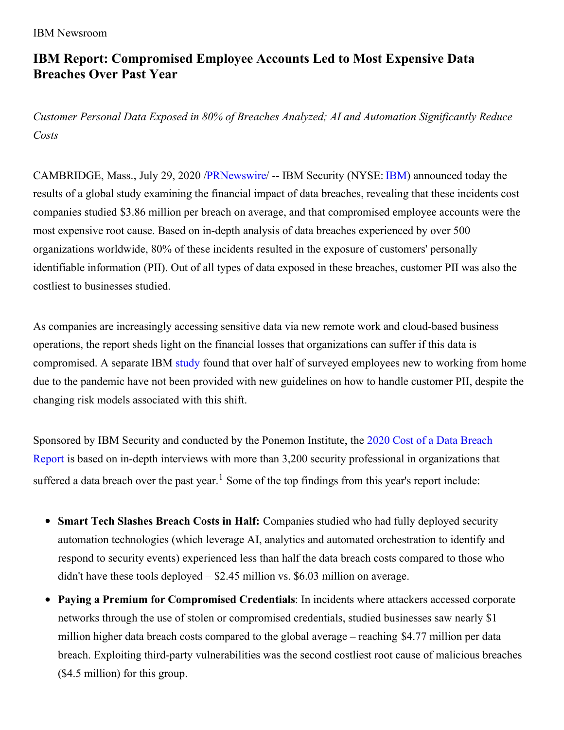IBM Newsroom

# IBM Report: Compromised Employee Accounts Led to Most Expensive Data Breaches Over Past Year

*Customer Personal Data Exposed in 80% of Breaches Analyzed; AI and Automation Significantly Reduce Costs*

CAMBRIDGE, Mass., July 29, 2020 /PRNewswire/ -- IBM Security (NYSE: IBM) announced today the results of a global study examining the financial impact of data breaches, revealing that these incidents cost companies studied $3.86 million per breach on average, and that compromised employee accounts were the most expensive root cause. Based on in-depth analysis of data breaches experienced by over 500 organizations worldwide, 80% of these incidents resulted in the exposure of customers' personally identifiable information (PII). Out of all types of data exposed in these breaches, customer PII was also the costliest to businesses studied.

As companies are increasingly accessing sensitive data via new remote work and cloud-based business operations, the report sheds light on the financial losses that organizations can suffer if this data is compromised. A separate IBM study found that over half of surveyed employees new to working from home due to the pandemic have not been provided with new guidelines on how to handle customer PII, despite the changing risk models associated with this shift.

Sponsored by IBM Security and conducted by the Ponemon Institute, the 2020 Cost of a Data Breach Report is based on in-depth interviews with more than 3,200 security professional in organizations that suffered a data breach over the past year.[1] Some of the top findings from this year's report include:

- **Smart Tech Slashes Breach Costs in Half:** Companies studied who had fully deployed security automation technologies (which leverage AI, analytics and automated orchestration to identify and respond to security events) experienced less than half the data breach costs compared to those who didn't have these tools deployed – $2.45 million vs. $6.03 million on average.
- **Paying a Premium for Compromised Credentials**: In incidents where attackers accessed corporate networks through the use of stolen or compromised credentials, studied businesses saw nearly $1 million higher data breach costs compared to the global average – reaching $4.77 million per data breach. Exploiting third-party vulnerabilities was the second costliest root cause of malicious breaches ($4.5 million) for this group.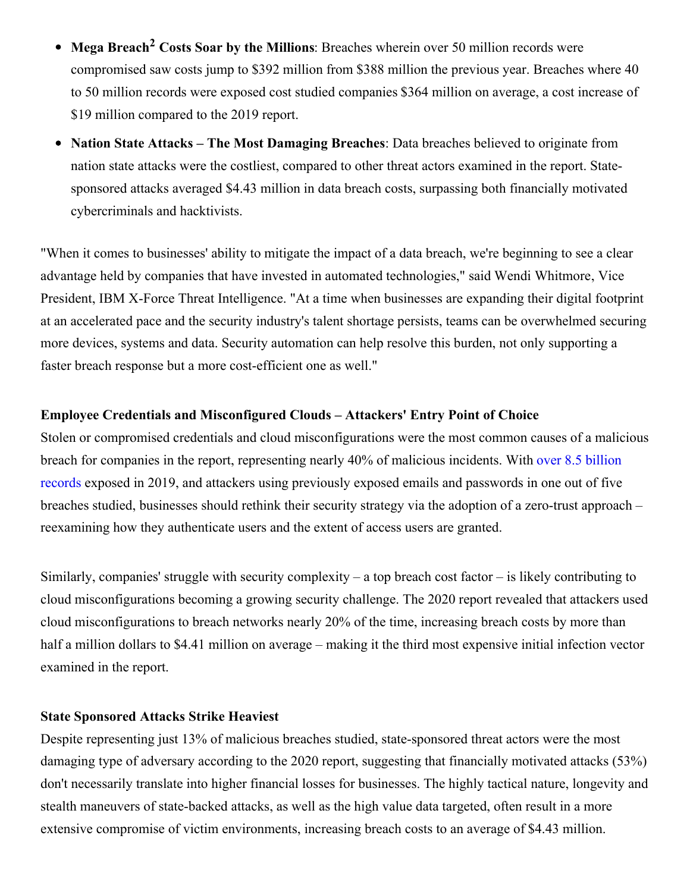- **Mega Breach[2] Costs Soar by the Millions**: Breaches wherein over 50 million records were compromised saw costs jump to $392 million from $388 million the previous year. Breaches where 40 to 50 million records were exposed cost studied companies $364 million on average, a cost increase of $19 million compared to the 2019 report.
- **Nation State Attacks – The Most Damaging Breaches**: Data breaches believed to originate from nation state attacks were the costliest, compared to other threat actors examined in the report. State-sponsored attacks averaged $4.43 million in data breach costs, surpassing both financially motivated cybercriminals and hacktivists.

"When it comes to businesses' ability to mitigate the impact of a data breach, we're beginning to see a clear advantage held by companies that have invested in automated technologies," said Wendi Whitmore, Vice President, IBM X-Force Threat Intelligence. "At a time when businesses are expanding their digital footprint at an accelerated pace and the security industry's talent shortage persists, teams can be overwhelmed securing more devices, systems and data. Security automation can help resolve this burden, not only supporting a faster breach response but a more cost-efficient one as well."

**Employee Credentials and Misconfigured Clouds – Attackers' Entry Point of Choice**

Stolen or compromised credentials and cloud misconfigurations were the most common causes of a malicious breach for companies in the report, representing nearly 40% of malicious incidents. With over 8.5 billion records exposed in 2019, and attackers using previously exposed emails and passwords in one out of five breaches studied, businesses should rethink their security strategy via the adoption of a zero-trust approach – reexamining how they authenticate users and the extent of access users are granted.

Similarly, companies' struggle with security complexity – a top breach cost factor – is likely contributing to cloud misconfigurations becoming a growing security challenge. The 2020 report revealed that attackers used cloud misconfigurations to breach networks nearly 20% of the time, increasing breach costs by more than half a million dollars to $4.41 million on average – making it the third most expensive initial infection vector examined in the report.

**State Sponsored Attacks Strike Heaviest**

Despite representing just 13% of malicious breaches studied, state-sponsored threat actors were the most damaging type of adversary according to the 2020 report, suggesting that financially motivated attacks (53%) don't necessarily translate into higher financial losses for businesses. The highly tactical nature, longevity and stealth maneuvers of state-backed attacks, as well as the high value data targeted, often result in a more extensive compromise of victim environments, increasing breach costs to an average of $4.43 million.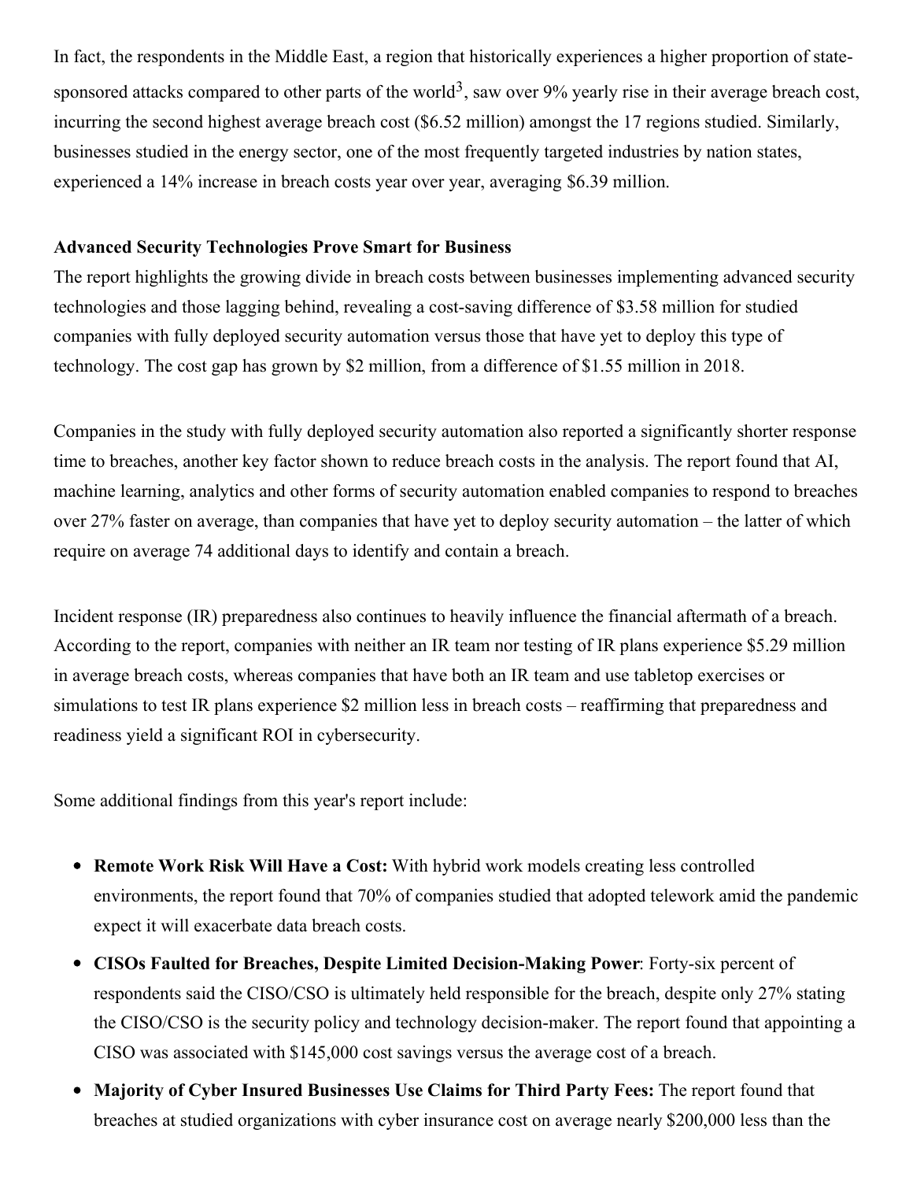In fact, the respondents in the Middle East, a region that historically experiences a higher proportion of state-sponsored attacks compared to other parts of the world[3], saw over 9% yearly rise in their average breach cost, incurring the second highest average breach cost ($6.52 million) amongst the 17 regions studied. Similarly, businesses studied in the energy sector, one of the most frequently targeted industries by nation states, experienced a 14% increase in breach costs year over year, averaging $6.39 million.

**Advanced Security Technologies Prove Smart for Business**

The report highlights the growing divide in breach costs between businesses implementing advanced security technologies and those lagging behind, revealing a cost-saving difference of $3.58 million for studied companies with fully deployed security automation versus those that have yet to deploy this type of technology. The cost gap has grown by $2 million, from a difference of $1.55 million in 2018.

Companies in the study with fully deployed security automation also reported a significantly shorter response time to breaches, another key factor shown to reduce breach costs in the analysis. The report found that AI, machine learning, analytics and other forms of security automation enabled companies to respond to breaches over 27% faster on average, than companies that have yet to deploy security automation – the latter of which require on average 74 additional days to identify and contain a breach.

Incident response (IR) preparedness also continues to heavily influence the financial aftermath of a breach. According to the report, companies with neither an IR team nor testing of IR plans experience $5.29 million in average breach costs, whereas companies that have both an IR team and use tabletop exercises or simulations to test IR plans experience $2 million less in breach costs – reaffirming that preparedness and readiness yield a significant ROI in cybersecurity.

Some additional findings from this year's report include:

- **Remote Work Risk Will Have a Cost:** With hybrid work models creating less controlled environments, the report found that 70% of companies studied that adopted telework amid the pandemic expect it will exacerbate data breach costs.
- **CISOs Faulted for Breaches, Despite Limited Decision-Making Power**: Forty-six percent of respondents said the CISO/CSO is ultimately held responsible for the breach, despite only 27% stating the CISO/CSO is the security policy and technology decision-maker. The report found that appointing a CISO was associated with $145,000 cost savings versus the average cost of a breach.
- **Majority of Cyber Insured Businesses Use Claims for Third Party Fees:** The report found that breaches at studied organizations with cyber insurance cost on average nearly $200,000 less than the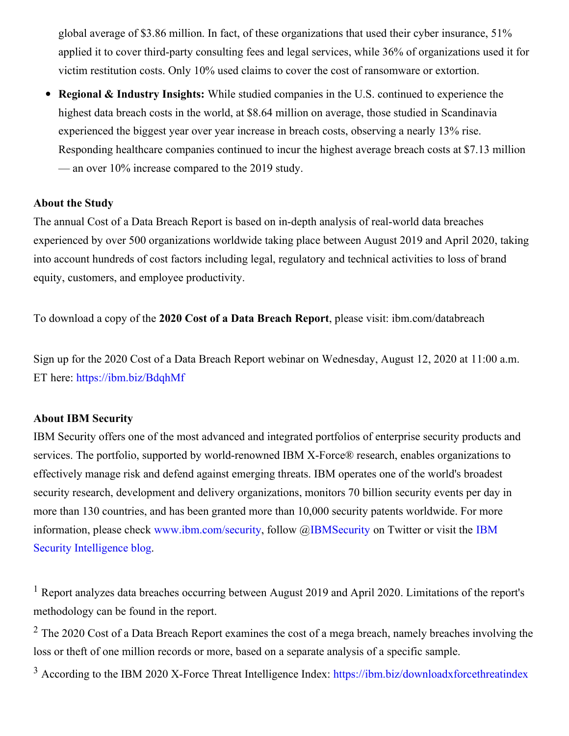global average of $3.86 million. In fact, of these organizations that used their cyber insurance, 51% applied it to cover third-party consulting fees and legal services, while 36% of organizations used it for victim restitution costs. Only 10% used claims to cover the cost of ransomware or extortion.

- **Regional & Industry Insights:** While studied companies in the U.S. continued to experience the highest data breach costs in the world, at $8.64 million on average, those studied in Scandinavia experienced the biggest year over year increase in breach costs, observing a nearly 13% rise. Responding healthcare companies continued to incur the highest average breach costs at $7.13 million — an over 10% increase compared to the 2019 study.

**About the Study**

The annual Cost of a Data Breach Report is based on in-depth analysis of real-world data breaches experienced by over 500 organizations worldwide taking place between August 2019 and April 2020, taking into account hundreds of cost factors including legal, regulatory and technical activities to loss of brand equity, customers, and employee productivity.

To download a copy of the **2020 Cost of a Data Breach Report**, please visit: ibm.com/databreach

Sign up for the 2020 Cost of a Data Breach Report webinar on Wednesday, August 12, 2020 at 11:00 a.m. ET here: https://ibm.biz/BdqhMf

**About IBM Security**

IBM Security offers one of the most advanced and integrated portfolios of enterprise security products and services. The portfolio, supported by world-renowned IBM X-Force® research, enables organizations to effectively manage risk and defend against emerging threats. IBM operates one of the world's broadest security research, development and delivery organizations, monitors 70 billion security events per day in more than 130 countries, and has been granted more than 10,000 security patents worldwide. For more information, please check www.ibm.com/security, follow @IBMSecurity on Twitter or visit the IBM Security Intelligence blog.

[1] Report analyzes data breaches occurring between August 2019 and April 2020. Limitations of the report's methodology can be found in the report.

[2] The 2020 Cost of a Data Breach Report examines the cost of a mega breach, namely breaches involving the loss or theft of one million records or more, based on a separate analysis of a specific sample.

[3] According to the IBM 2020 X-Force Threat Intelligence Index: https://ibm.biz/downloadxforcethreatindex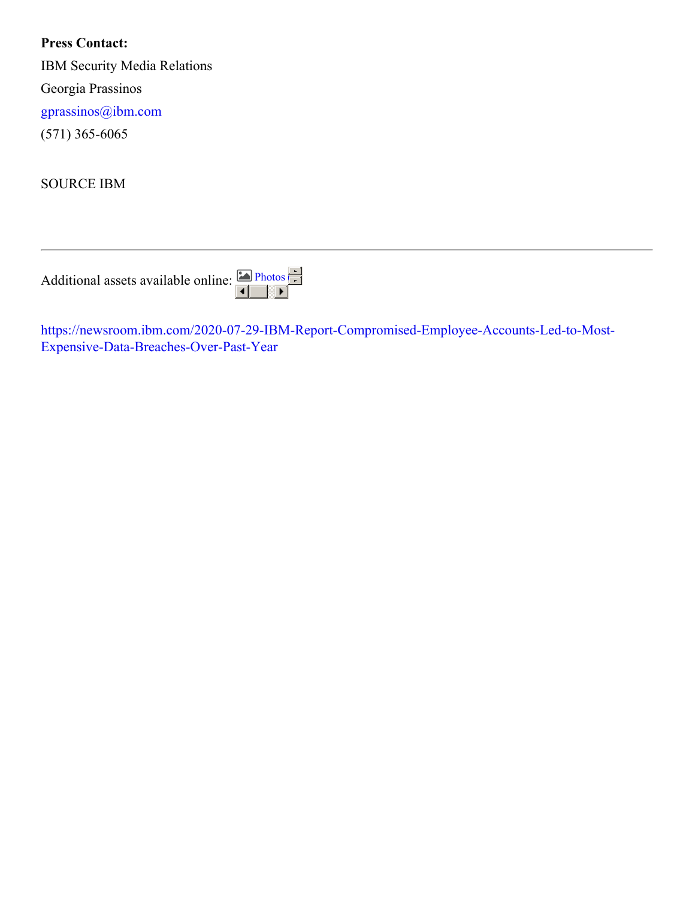**Press Contact:**

IBM Security Media Relations

Georgia Prassinos

gprassinos@ibm.com

(571) 365-6065

SOURCE IBM

---

Additional assets available online: Photos

https://newsroom.ibm.com/2020-07-29-IBM-Report-Compromised-Employee-Accounts-Led-to-Most-Expensive-Data-Breaches-Over-Past-Year